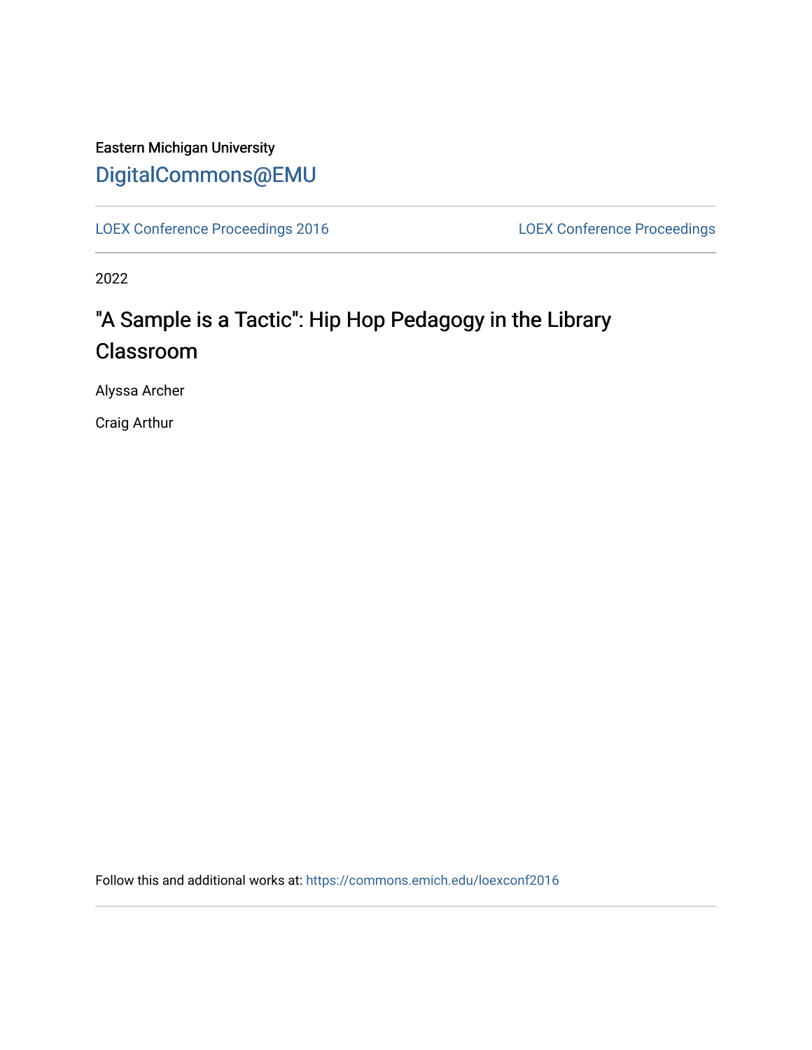Eastern Michigan University

DigitalCommons@EMU

LOEX Conference Proceedings 2016

LOEX Conference Proceedings

2022

# "A Sample is a Tactic": Hip Hop Pedagogy in the Library Classroom

Alyssa Archer

Craig Arthur

Follow this and additional works at: https://commons.emich.edu/loexconf2016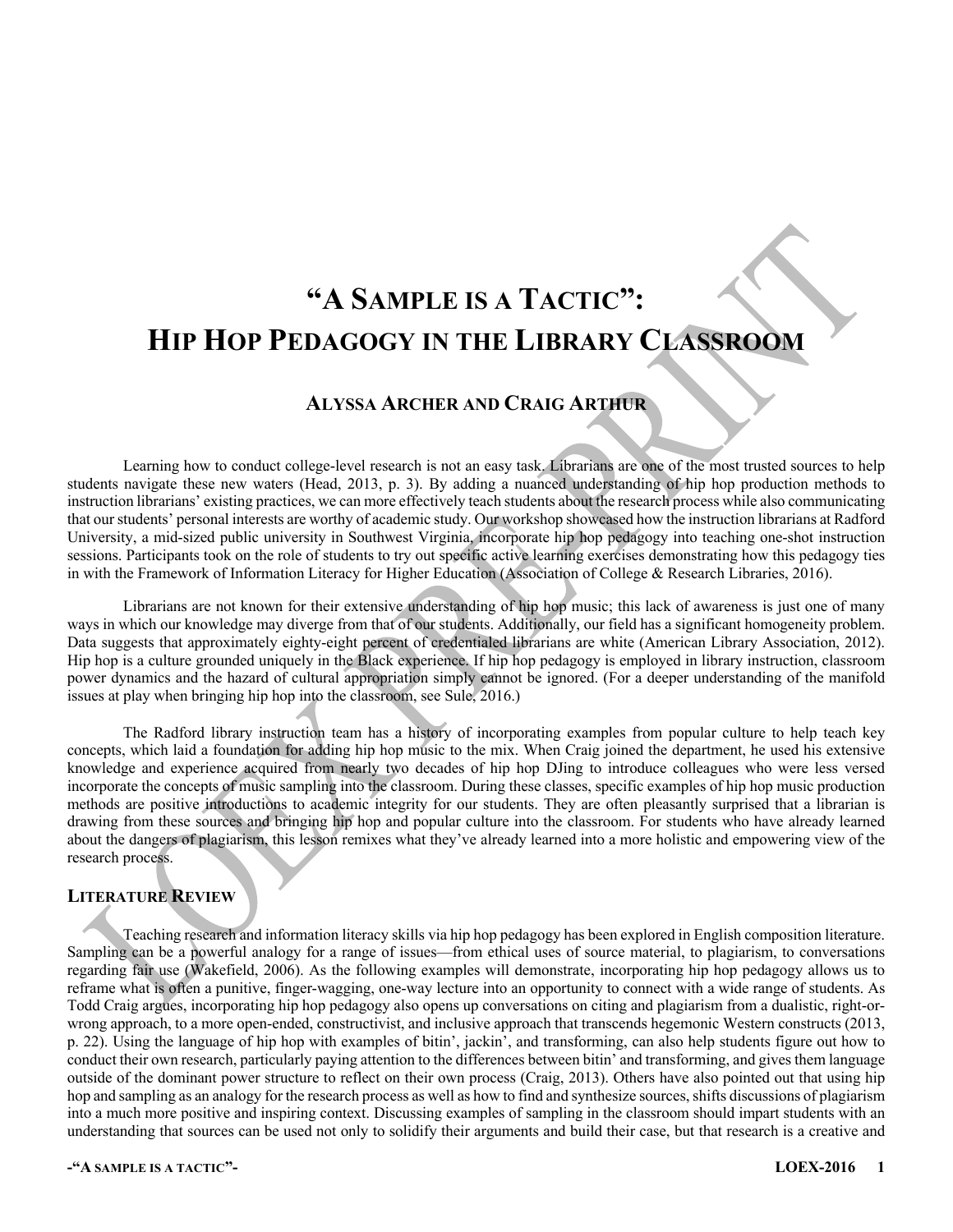# "A Sample is a Tactic": Hip Hop Pedagogy in the Library Classroom

## Alyssa Archer and Craig Arthur

Learning how to conduct college-level research is not an easy task. Librarians are one of the most trusted sources to help students navigate these new waters (Head, 2013, p. 3). By adding a nuanced understanding of hip hop production methods to instruction librarians' existing practices, we can more effectively teach students about the research process while also communicating that our students' personal interests are worthy of academic study. Our workshop showcased how the instruction librarians at Radford University, a mid-sized public university in Southwest Virginia, incorporate hip hop pedagogy into teaching one-shot instruction sessions. Participants took on the role of students to try out specific active learning exercises demonstrating how this pedagogy ties in with the Framework of Information Literacy for Higher Education (Association of College & Research Libraries, 2016).

Librarians are not known for their extensive understanding of hip hop music; this lack of awareness is just one of many ways in which our knowledge may diverge from that of our students. Additionally, our field has a significant homogeneity problem. Data suggests that approximately eighty-eight percent of credentialed librarians are white (American Library Association, 2012). Hip hop is a culture grounded uniquely in the Black experience. If hip hop pedagogy is employed in library instruction, classroom power dynamics and the hazard of cultural appropriation simply cannot be ignored. (For a deeper understanding of the manifold issues at play when bringing hip hop into the classroom, see Sule, 2016.)

The Radford library instruction team has a history of incorporating examples from popular culture to help teach key concepts, which laid a foundation for adding hip hop music to the mix. When Craig joined the department, he used his extensive knowledge and experience acquired from nearly two decades of hip hop DJing to introduce colleagues who were less versed incorporate the concepts of music sampling into the classroom. During these classes, specific examples of hip hop music production methods are positive introductions to academic integrity for our students. They are often pleasantly surprised that a librarian is drawing from these sources and bringing hip hop and popular culture into the classroom. For students who have already learned about the dangers of plagiarism, this lesson remixes what they've already learned into a more holistic and empowering view of the research process.

### Literature Review

Teaching research and information literacy skills via hip hop pedagogy has been explored in English composition literature. Sampling can be a powerful analogy for a range of issues—from ethical uses of source material, to plagiarism, to conversations regarding fair use (Wakefield, 2006). As the following examples will demonstrate, incorporating hip hop pedagogy allows us to reframe what is often a punitive, finger-wagging, one-way lecture into an opportunity to connect with a wide range of students. As Todd Craig argues, incorporating hip hop pedagogy also opens up conversations on citing and plagiarism from a dualistic, right-or-wrong approach, to a more open-ended, constructivist, and inclusive approach that transcends hegemonic Western constructs (2013, p. 22). Using the language of hip hop with examples of bitin', jackin', and transforming, can also help students figure out how to conduct their own research, particularly paying attention to the differences between bitin' and transforming, and gives them language outside of the dominant power structure to reflect on their own process (Craig, 2013). Others have also pointed out that using hip hop and sampling as an analogy for the research process as well as how to find and synthesize sources, shifts discussions of plagiarism into a much more positive and inspiring context. Discussing examples of sampling in the classroom should impart students with an understanding that sources can be used not only to solidify their arguments and build their case, but that research is a creative and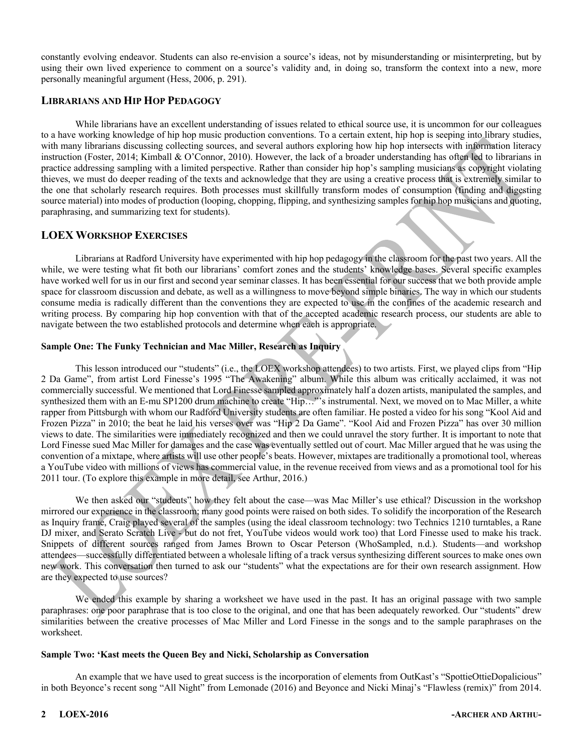constantly evolving endeavor. Students can also re-envision a source's ideas, not by misunderstanding or misinterpreting, but by using their own lived experience to comment on a source's validity and, in doing so, transform the context into a new, more personally meaningful argument (Hess, 2006, p. 291).

## Librarians and Hip Hop Pedagogy

While librarians have an excellent understanding of issues related to ethical source use, it is uncommon for our colleagues to a have working knowledge of hip hop music production conventions. To a certain extent, hip hop is seeping into library studies, with many librarians discussing collecting sources, and several authors exploring how hip hop intersects with information literacy instruction (Foster, 2014; Kimball & O'Connor, 2010). However, the lack of a broader understanding has often led to librarians in practice addressing sampling with a limited perspective. Rather than consider hip hop's sampling musicians as copyright violating thieves, we must do deeper reading of the texts and acknowledge that they are using a creative process that is extremely similar to the one that scholarly research requires. Both processes must skillfully transform modes of consumption (finding and digesting source material) into modes of production (looping, chopping, flipping, and synthesizing samples for hip hop musicians and quoting, paraphrasing, and summarizing text for students).

## LOEX Workshop Exercises

Librarians at Radford University have experimented with hip hop pedagogy in the classroom for the past two years. All the while, we were testing what fit both our librarians' comfort zones and the students' knowledge bases. Several specific examples have worked well for us in our first and second year seminar classes. It has been essential for our success that we both provide ample space for classroom discussion and debate, as well as a willingness to move beyond simple binaries. The way in which our students consume media is radically different than the conventions they are expected to use in the confines of the academic research and writing process. By comparing hip hop convention with that of the accepted academic research process, our students are able to navigate between the two established protocols and determine when each is appropriate.

### Sample One: The Funky Technician and Mac Miller, Research as Inquiry

This lesson introduced our "students" (i.e., the LOEX workshop attendees) to two artists. First, we played clips from "Hip 2 Da Game", from artist Lord Finesse's 1995 "The Awakening" album. While this album was critically acclaimed, it was not commercially successful. We mentioned that Lord Finesse sampled approximately half a dozen artists, manipulated the samples, and synthesized them with an E-mu SP1200 drum machine to create "Hip…"'s instrumental. Next, we moved on to Mac Miller, a white rapper from Pittsburgh with whom our Radford University students are often familiar. He posted a video for his song "Kool Aid and Frozen Pizza" in 2010; the beat he laid his verses over was "Hip 2 Da Game". "Kool Aid and Frozen Pizza" has over 30 million views to date. The similarities were immediately recognized and then we could unravel the story further. It is important to note that Lord Finesse sued Mac Miller for damages and the case was eventually settled out of court. Mac Miller argued that he was using the convention of a mixtape, where artists will use other people's beats. However, mixtapes are traditionally a promotional tool, whereas a YouTube video with millions of views has commercial value, in the revenue received from views and as a promotional tool for his 2011 tour. (To explore this example in more detail, see Arthur, 2016.)

We then asked our "students" how they felt about the case—was Mac Miller's use ethical? Discussion in the workshop mirrored our experience in the classroom; many good points were raised on both sides. To solidify the incorporation of the Research as Inquiry frame, Craig played several of the samples (using the ideal classroom technology: two Technics 1210 turntables, a Rane DJ mixer, and Serato Scratch Live - but do not fret, YouTube videos would work too) that Lord Finesse used to make his track. Snippets of different sources ranged from James Brown to Oscar Peterson (WhoSampled, n.d.). Students—and workshop attendees—successfully differentiated between a wholesale lifting of a track versus synthesizing different sources to make ones own new work. This conversation then turned to ask our "students" what the expectations are for their own research assignment. How are they expected to use sources?

We ended this example by sharing a worksheet we have used in the past. It has an original passage with two sample paraphrases: one poor paraphrase that is too close to the original, and one that has been adequately reworked. Our "students" drew similarities between the creative processes of Mac Miller and Lord Finesse in the songs and to the sample paraphrases on the worksheet.

### Sample Two: 'Kast meets the Queen Bey and Nicki, Scholarship as Conversation

An example that we have used to great success is the incorporation of elements from OutKast's "SpottieOttieDopalicious" in both Beyonce's recent song "All Night" from Lemonade (2016) and Beyonce and Nicki Minaj's "Flawless (remix)" from 2014.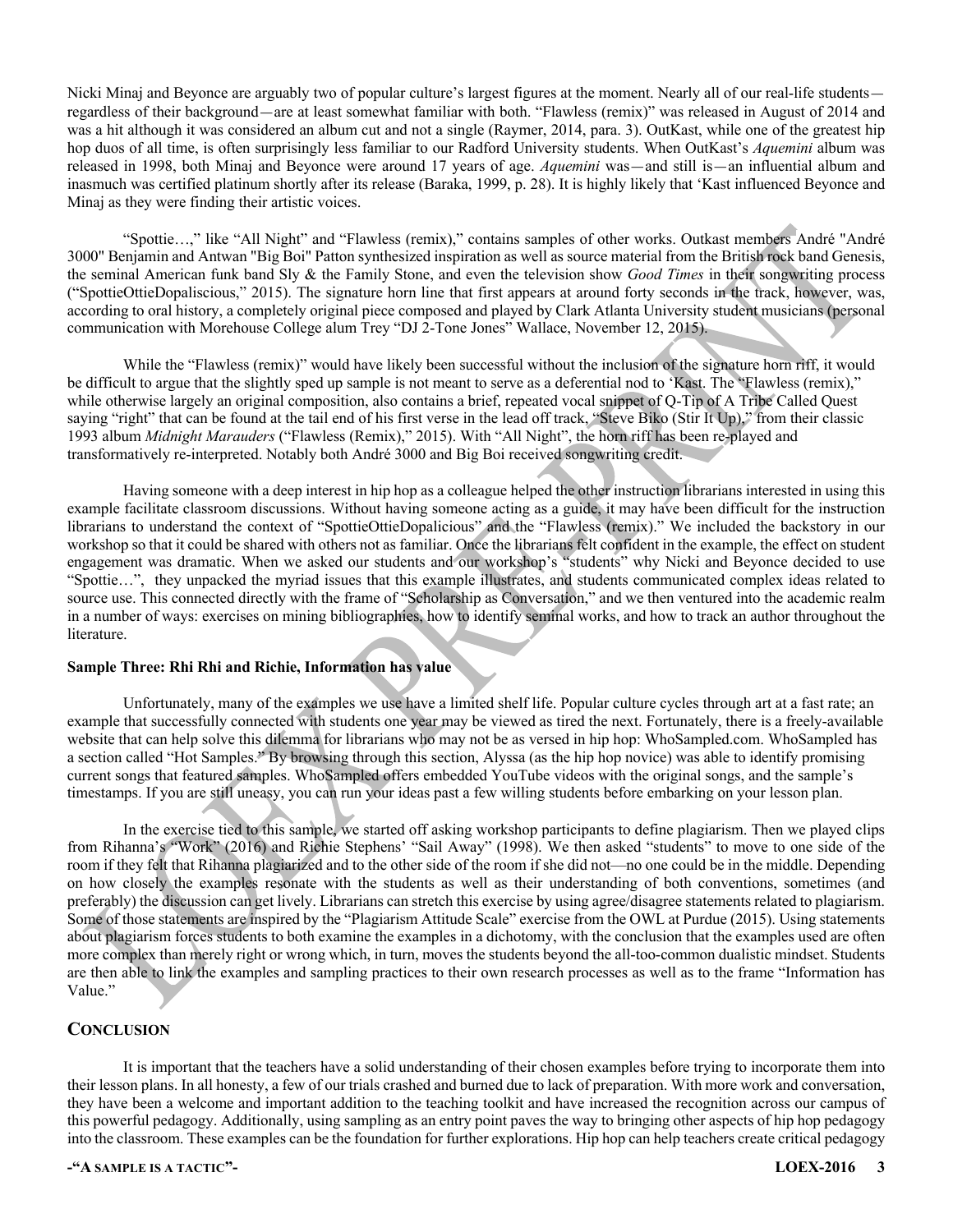Nicki Minaj and Beyonce are arguably two of popular culture's largest figures at the moment. Nearly all of our real-life students—regardless of their background—are at least somewhat familiar with both. "Flawless (remix)" was released in August of 2014 and was a hit although it was considered an album cut and not a single (Raymer, 2014, para. 3). OutKast, while one of the greatest hip hop duos of all time, is often surprisingly less familiar to our Radford University students. When OutKast's *Aquemini* album was released in 1998, both Minaj and Beyonce were around 17 years of age. *Aquemini* was—and still is—an influential album and inasmuch was certified platinum shortly after its release (Baraka, 1999, p. 28). It is highly likely that 'Kast influenced Beyonce and Minaj as they were finding their artistic voices.

"Spottie…," like "All Night" and "Flawless (remix)," contains samples of other works. Outkast members André "André 3000" Benjamin and Antwan "Big Boi" Patton synthesized inspiration as well as source material from the British rock band Genesis, the seminal American funk band Sly & the Family Stone, and even the television show *Good Times* in their songwriting process ("SpottieOttieDopaliscious," 2015). The signature horn line that first appears at around forty seconds in the track, however, was, according to oral history, a completely original piece composed and played by Clark Atlanta University student musicians (personal communication with Morehouse College alum Trey "DJ 2-Tone Jones" Wallace, November 12, 2015).

While the "Flawless (remix)" would have likely been successful without the inclusion of the signature horn riff, it would be difficult to argue that the slightly sped up sample is not meant to serve as a deferential nod to 'Kast. The "Flawless (remix)," while otherwise largely an original composition, also contains a brief, repeated vocal snippet of Q-Tip of A Tribe Called Quest saying "right" that can be found at the tail end of his first verse in the lead off track, "Steve Biko (Stir It Up)," from their classic 1993 album *Midnight Marauders* ("Flawless (Remix)," 2015). With "All Night", the horn riff has been re-played and transformatively re-interpreted. Notably both André 3000 and Big Boi received songwriting credit.

Having someone with a deep interest in hip hop as a colleague helped the other instruction librarians interested in using this example facilitate classroom discussions. Without having someone acting as a guide, it may have been difficult for the instruction librarians to understand the context of "SpottieOttieDopalicious" and the "Flawless (remix)." We included the backstory in our workshop so that it could be shared with others not as familiar. Once the librarians felt confident in the example, the effect on student engagement was dramatic. When we asked our students and our workshop's "students" why Nicki and Beyonce decided to use "Spottie…", they unpacked the myriad issues that this example illustrates, and students communicated complex ideas related to source use. This connected directly with the frame of "Scholarship as Conversation," and we then ventured into the academic realm in a number of ways: exercises on mining bibliographies, how to identify seminal works, and how to track an author throughout the literature.

**Sample Three: Rhi Rhi and Richie, Information has value**

Unfortunately, many of the examples we use have a limited shelf life. Popular culture cycles through art at a fast rate; an example that successfully connected with students one year may be viewed as tired the next. Fortunately, there is a freely-available website that can help solve this dilemma for librarians who may not be as versed in hip hop: WhoSampled.com. WhoSampled has a section called "Hot Samples." By browsing through this section, Alyssa (as the hip hop novice) was able to identify promising current songs that featured samples. WhoSampled offers embedded YouTube videos with the original songs, and the sample's timestamps. If you are still uneasy, you can run your ideas past a few willing students before embarking on your lesson plan.

In the exercise tied to this sample, we started off asking workshop participants to define plagiarism. Then we played clips from Rihanna's "Work" (2016) and Richie Stephens' "Sail Away" (1998). We then asked "students" to move to one side of the room if they felt that Rihanna plagiarized and to the other side of the room if she did not—no one could be in the middle. Depending on how closely the examples resonate with the students as well as their understanding of both conventions, sometimes (and preferably) the discussion can get lively. Librarians can stretch this exercise by using agree/disagree statements related to plagiarism. Some of those statements are inspired by the "Plagiarism Attitude Scale" exercise from the OWL at Purdue (2015). Using statements about plagiarism forces students to both examine the examples in a dichotomy, with the conclusion that the examples used are often more complex than merely right or wrong which, in turn, moves the students beyond the all-too-common dualistic mindset. Students are then able to link the examples and sampling practices to their own research processes as well as to the frame "Information has Value."

## Conclusion

It is important that the teachers have a solid understanding of their chosen examples before trying to incorporate them into their lesson plans. In all honesty, a few of our trials crashed and burned due to lack of preparation. With more work and conversation, they have been a welcome and important addition to the teaching toolkit and have increased the recognition across our campus of this powerful pedagogy. Additionally, using sampling as an entry point paves the way to bringing other aspects of hip hop pedagogy into the classroom. These examples can be the foundation for further explorations. Hip hop can help teachers create critical pedagogy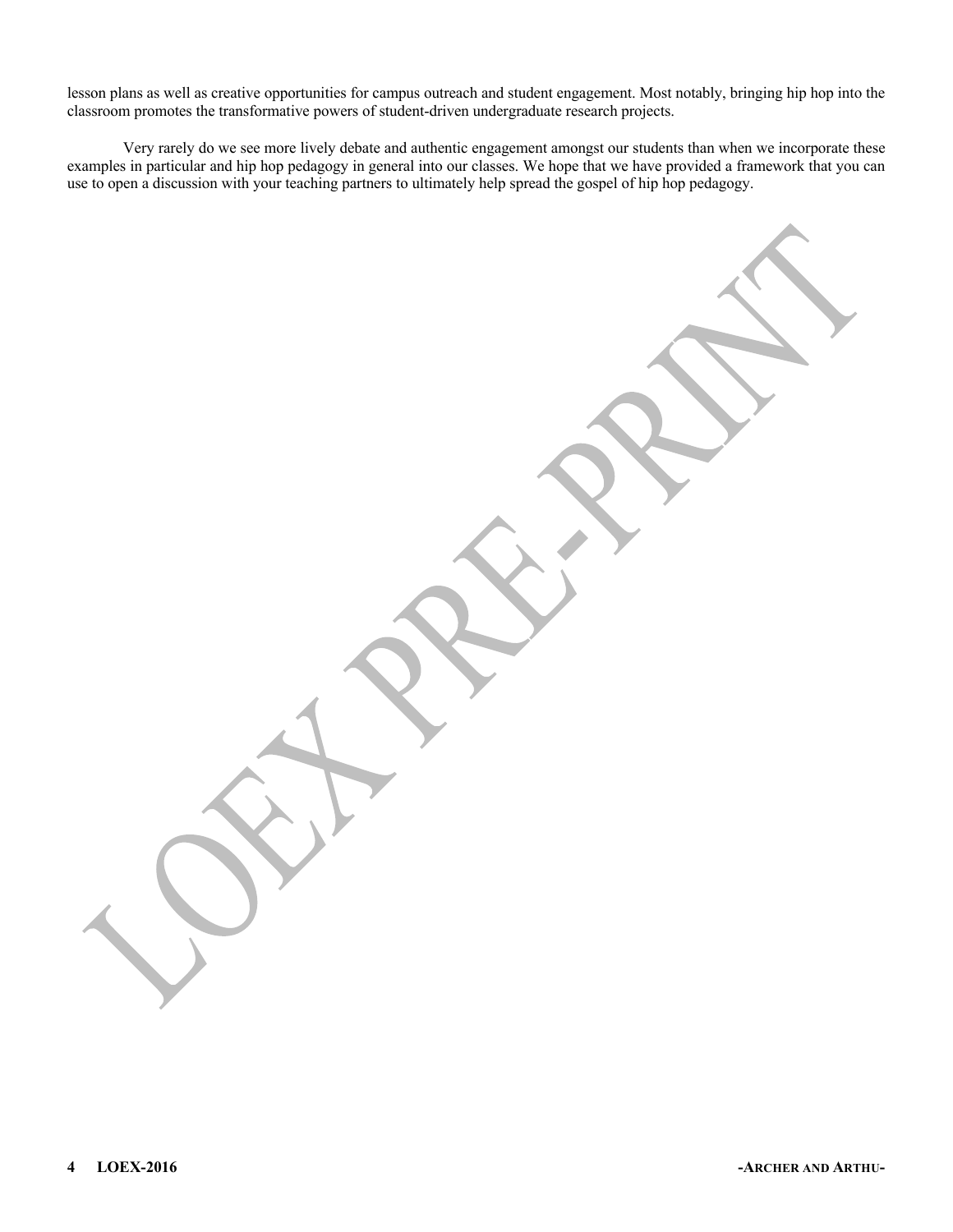lesson plans as well as creative opportunities for campus outreach and student engagement. Most notably, bringing hip hop into the classroom promotes the transformative powers of student-driven undergraduate research projects.

Very rarely do we see more lively debate and authentic engagement amongst our students than when we incorporate these examples in particular and hip hop pedagogy in general into our classes. We hope that we have provided a framework that you can use to open a discussion with your teaching partners to ultimately help spread the gospel of hip hop pedagogy.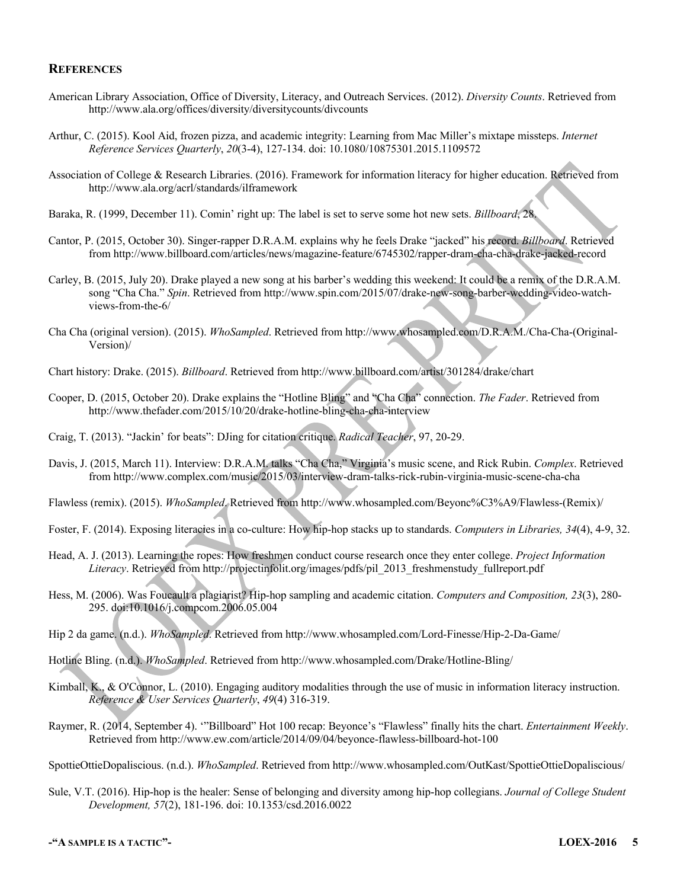## References

American Library Association, Office of Diversity, Literacy, and Outreach Services. (2012). *Diversity Counts*. Retrieved from http://www.ala.org/offices/diversity/diversitycounts/divcounts

Arthur, C. (2015). Kool Aid, frozen pizza, and academic integrity: Learning from Mac Miller's mixtape missteps. *Internet Reference Services Quarterly*, *20*(3-4), 127-134. doi: 10.1080/10875301.2015.1109572

Association of College & Research Libraries. (2016). Framework for information literacy for higher education. Retrieved from http://www.ala.org/acrl/standards/ilframework

Baraka, R. (1999, December 11). Comin' right up: The label is set to serve some hot new sets. *Billboard*, 28.

Cantor, P. (2015, October 30). Singer-rapper D.R.A.M. explains why he feels Drake "jacked" his record. *Billboard*. Retrieved from http://www.billboard.com/articles/news/magazine-feature/6745302/rapper-dram-cha-cha-drake-jacked-record

Carley, B. (2015, July 20). Drake played a new song at his barber's wedding this weekend: It could be a remix of the D.R.A.M. song "Cha Cha." *Spin*. Retrieved from http://www.spin.com/2015/07/drake-new-song-barber-wedding-video-watch-views-from-the-6/

Cha Cha (original version). (2015). *WhoSampled*. Retrieved from http://www.whosampled.com/D.R.A.M./Cha-Cha-(Original-Version)/

Chart history: Drake. (2015). *Billboard*. Retrieved from http://www.billboard.com/artist/301284/drake/chart

Cooper, D. (2015, October 20). Drake explains the "Hotline Bling" and "Cha Cha" connection. *The Fader*. Retrieved from http://www.thefader.com/2015/10/20/drake-hotline-bling-cha-cha-interview

Craig, T. (2013). "Jackin' for beats": DJing for citation critique. *Radical Teacher*, 97, 20-29.

Davis, J. (2015, March 11). Interview: D.R.A.M. talks "Cha Cha," Virginia's music scene, and Rick Rubin. *Complex*. Retrieved from http://www.complex.com/music/2015/03/interview-dram-talks-rick-rubin-virginia-music-scene-cha-cha

Flawless (remix). (2015). *WhoSampled*. Retrieved from http://www.whosampled.com/Beyonc%C3%A9/Flawless-(Remix)/

Foster, F. (2014). Exposing literacies in a co-culture: How hip-hop stacks up to standards. *Computers in Libraries, 34*(4), 4-9, 32.

Head, A. J. (2013). Learning the ropes: How freshmen conduct course research once they enter college. *Project Information Literacy*. Retrieved from http://projectinfolit.org/images/pdfs/pil_2013_freshmenstudy_fullreport.pdf

Hess, M. (2006). Was Foucault a plagiarist? Hip-hop sampling and academic citation. *Computers and Composition, 23*(3), 280-295. doi:10.1016/j.compcom.2006.05.004

Hip 2 da game. (n.d.). *WhoSampled*. Retrieved from http://www.whosampled.com/Lord-Finesse/Hip-2-Da-Game/

Hotline Bling. (n.d.). *WhoSampled*. Retrieved from http://www.whosampled.com/Drake/Hotline-Bling/

Kimball, K., & O'Connor, L. (2010). Engaging auditory modalities through the use of music in information literacy instruction. *Reference & User Services Quarterly*, *49*(4) 316-319.

Raymer, R. (2014, September 4). '"Billboard" Hot 100 recap: Beyonce's "Flawless" finally hits the chart. *Entertainment Weekly*. Retrieved from http://www.ew.com/article/2014/09/04/beyonce-flawless-billboard-hot-100

SpottieOttieDopaliscious. (n.d.). *WhoSampled*. Retrieved from http://www.whosampled.com/OutKast/SpottieOttieDopaliscious/

Sule, V.T. (2016). Hip-hop is the healer: Sense of belonging and diversity among hip-hop collegians. *Journal of College Student Development, 57*(2), 181-196. doi: 10.1353/csd.2016.0022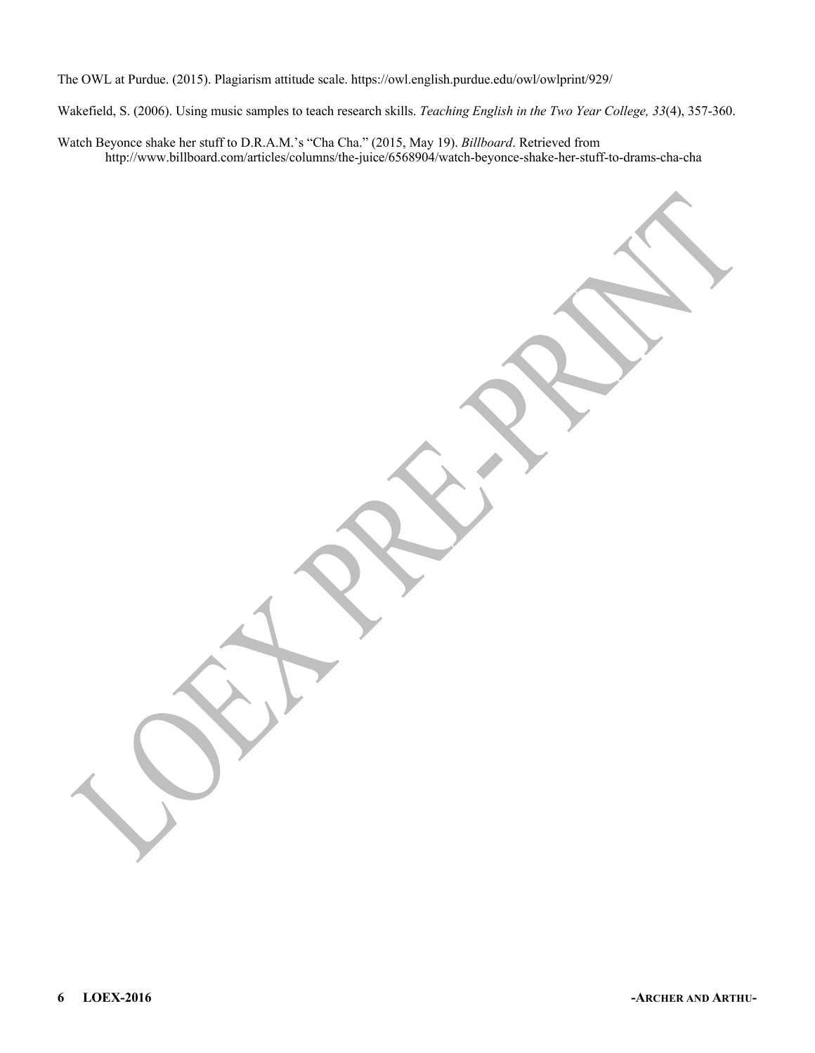The OWL at Purdue. (2015). Plagiarism attitude scale. https://owl.english.purdue.edu/owl/owlprint/929/

Wakefield, S. (2006). Using music samples to teach research skills. *Teaching English in the Two Year College, 33*(4), 357-360.

Watch Beyonce shake her stuff to D.R.A.M.'s "Cha Cha." (2015, May 19). *Billboard*. Retrieved from http://www.billboard.com/articles/columns/the-juice/6568904/watch-beyonce-shake-her-stuff-to-drams-cha-cha